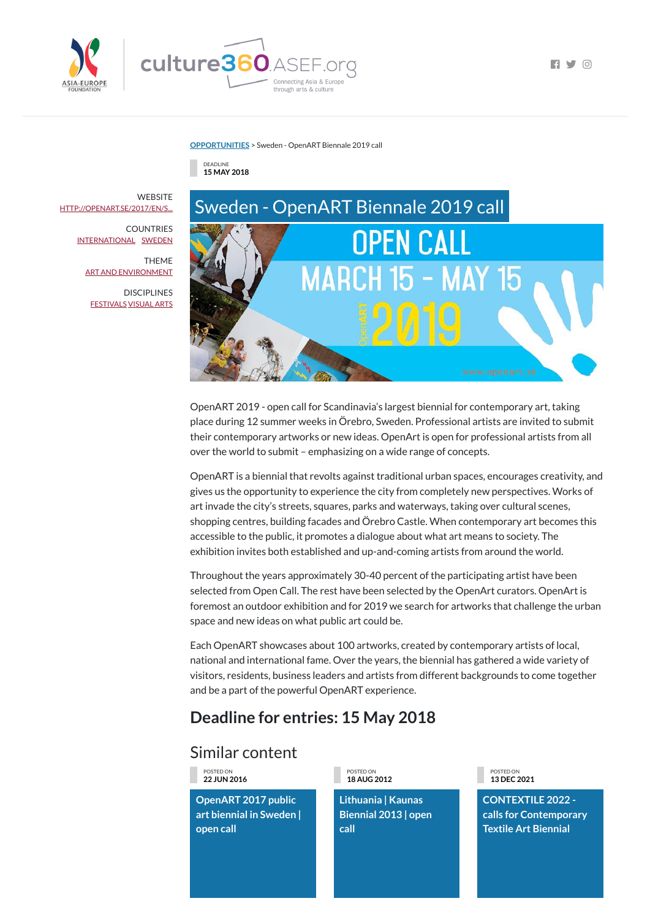OPPORTUNITIES > Sweden - OpenART Biennale 2019 call

DEADLINE
**15 MAY 2018**

WEBSITE
HTTP://OPENART.SE/2017/EN/S...

COUNTRIES
INTERNATIONAL SWEDEN

THEME
ART AND ENVIRONMENT

DISCIPLINES
FESTIVALS VISUAL ARTS

# Sweden - OpenART Biennale 2019 call

OpenART 2019 - open call for Scandinavia's largest biennial for contemporary art, taking place during 12 summer weeks in Örebro, Sweden. Professional artists are invited to submit their contemporary artworks or new ideas. OpenArt is open for professional artists from all over the world to submit – emphasizing on a wide range of concepts.

OpenART is a biennial that revolts against traditional urban spaces, encourages creativity, and gives us the opportunity to experience the city from completely new perspectives. Works of art invade the city's streets, squares, parks and waterways, taking over cultural scenes, shopping centres, building facades and Örebro Castle. When contemporary art becomes this accessible to the public, it promotes a dialogue about what art means to society. The exhibition invites both established and up-and-coming artists from around the world.

Throughout the years approximately 30-40 percent of the participating artist have been selected from Open Call. The rest have been selected by the OpenArt curators. OpenArt is foremost an outdoor exhibition and for 2019 we search for artworks that challenge the urban space and new ideas on what public art could be.

Each OpenART showcases about 100 artworks, created by contemporary artists of local, national and international fame. Over the years, the biennial has gathered a wide variety of visitors, residents, business leaders and artists from different backgrounds to come together and be a part of the powerful OpenART experience.

## Deadline for entries: 15 May 2018

## Similar content

POSTED ON
**22 JUN 2016**

**OpenART 2017 public art biennial in Sweden | open call**

POSTED ON
**18 AUG 2012**

**Lithuania | Kaunas Biennial 2013 | open call**

POSTED ON
**13 DEC 2021**

**CONTEXTILE 2022 - calls for Contemporary Textile Art Biennial**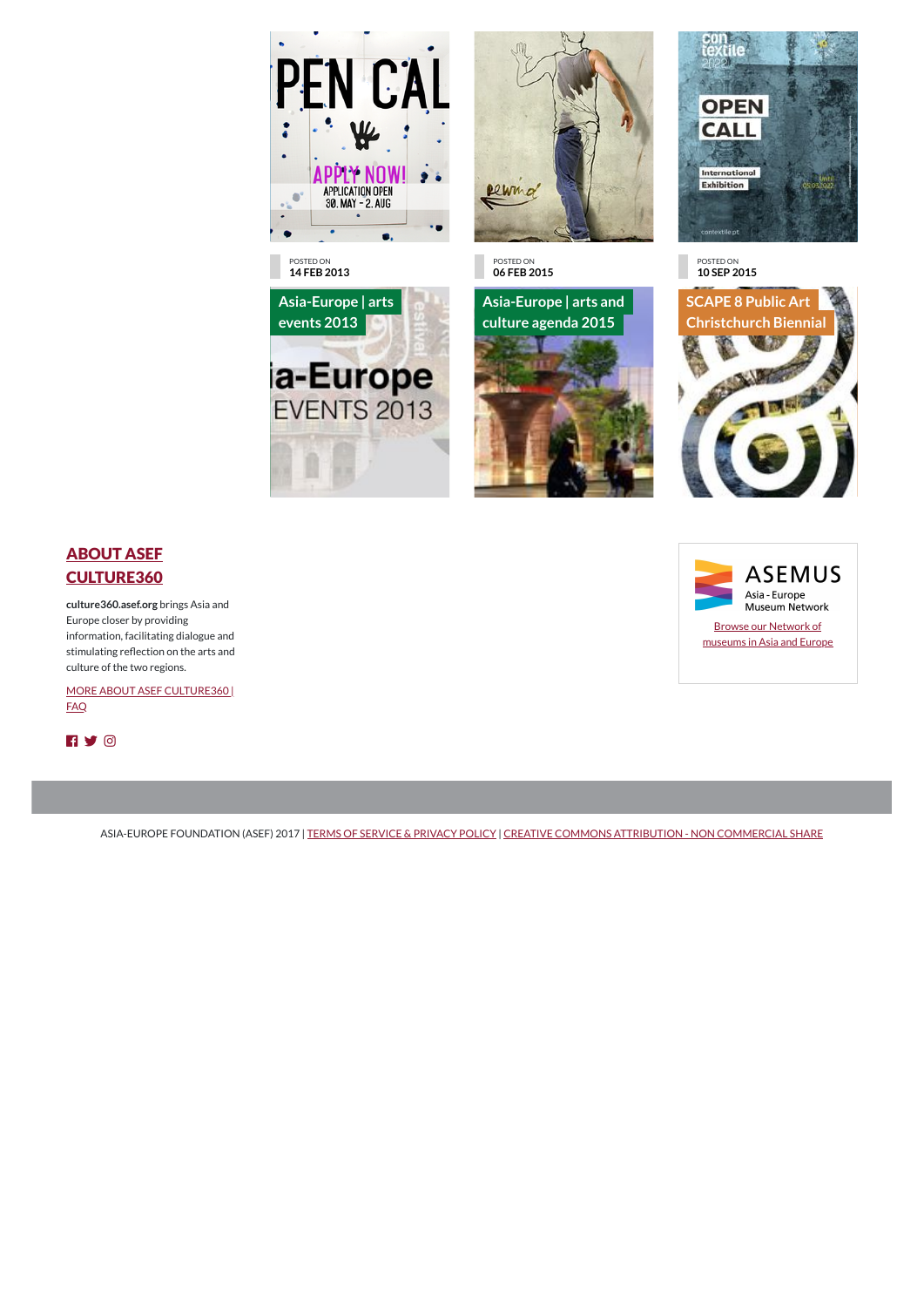POSTED ON
14 FEB 2013

Asia-Europe | arts events 2013

POSTED ON
06 FEB 2015

Asia-Europe | arts and culture agenda 2015

POSTED ON
10 SEP 2015

SCAPE 8 Public Art Christchurch Biennial

## ABOUT ASEF CULTURE360

**culture360.asef.org** brings Asia and Europe closer by providing information, facilitating dialogue and stimulating reflection on the arts and culture of the two regions.

MORE ABOUT ASEF CULTURE360 | FAQ

ASEMUS
Asia - Europe
Museum Network

Browse our Network of museums in Asia and Europe

ASIA-EUROPE FOUNDATION (ASEF) 2017 | TERMS OF SERVICE & PRIVACY POLICY | CREATIVE COMMONS ATTRIBUTION - NON COMMERCIAL SHARE